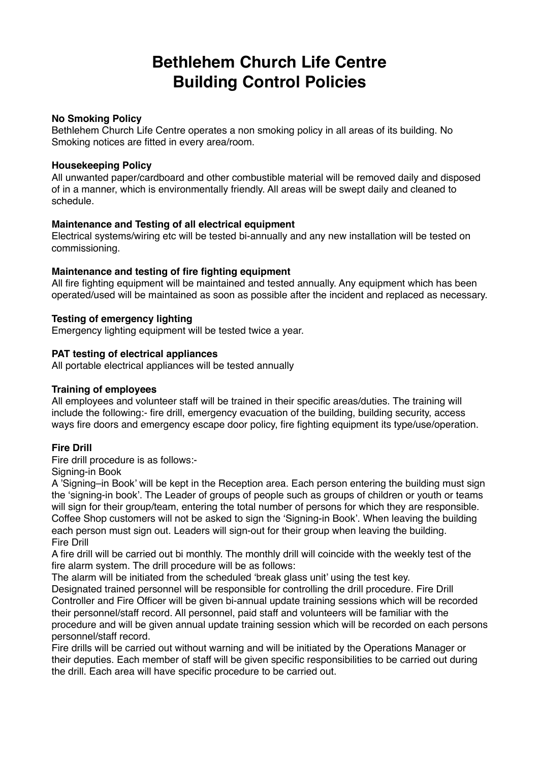# Bethlehem Church Life Centre
# Building Control Policies

**No Smoking Policy**

Bethlehem Church Life Centre operates a non smoking policy in all areas of its building. No Smoking notices are fitted in every area/room.

**Housekeeping Policy**

All unwanted paper/cardboard and other combustible material will be removed daily and disposed of in a manner, which is environmentally friendly. All areas will be swept daily and cleaned to schedule.

**Maintenance and Testing of all electrical equipment**

Electrical systems/wiring etc will be tested bi-annually and any new installation will be tested on commissioning.

**Maintenance and testing of fire fighting equipment**

All fire fighting equipment will be maintained and tested annually. Any equipment which has been operated/used will be maintained as soon as possible after the incident and replaced as necessary.

**Testing of emergency lighting**

Emergency lighting equipment will be tested twice a year.

**PAT testing of electrical appliances**

All portable electrical appliances will be tested annually

**Training of employees**

All employees and volunteer staff will be trained in their specific areas/duties. The training will include the following:- fire drill, emergency evacuation of the building, building security, access ways fire doors and emergency escape door policy, fire fighting equipment its type/use/operation.

**Fire Drill**

Fire drill procedure is as follows:-

Signing-in Book

A 'Signing–in Book' will be kept in the Reception area. Each person entering the building must sign the 'signing-in book'. The Leader of groups of people such as groups of children or youth or teams will sign for their group/team, entering the total number of persons for which they are responsible. Coffee Shop customers will not be asked to sign the 'Signing-in Book'. When leaving the building each person must sign out. Leaders will sign-out for their group when leaving the building.

Fire Drill

A fire drill will be carried out bi monthly. The monthly drill will coincide with the weekly test of the fire alarm system. The drill procedure will be as follows:

The alarm will be initiated from the scheduled 'break glass unit' using the test key.

Designated trained personnel will be responsible for controlling the drill procedure. Fire Drill Controller and Fire Officer will be given bi-annual update training sessions which will be recorded their personnel/staff record. All personnel, paid staff and volunteers will be familiar with the procedure and will be given annual update training session which will be recorded on each persons personnel/staff record.

Fire drills will be carried out without warning and will be initiated by the Operations Manager or their deputies. Each member of staff will be given specific responsibilities to be carried out during the drill. Each area will have specific procedure to be carried out.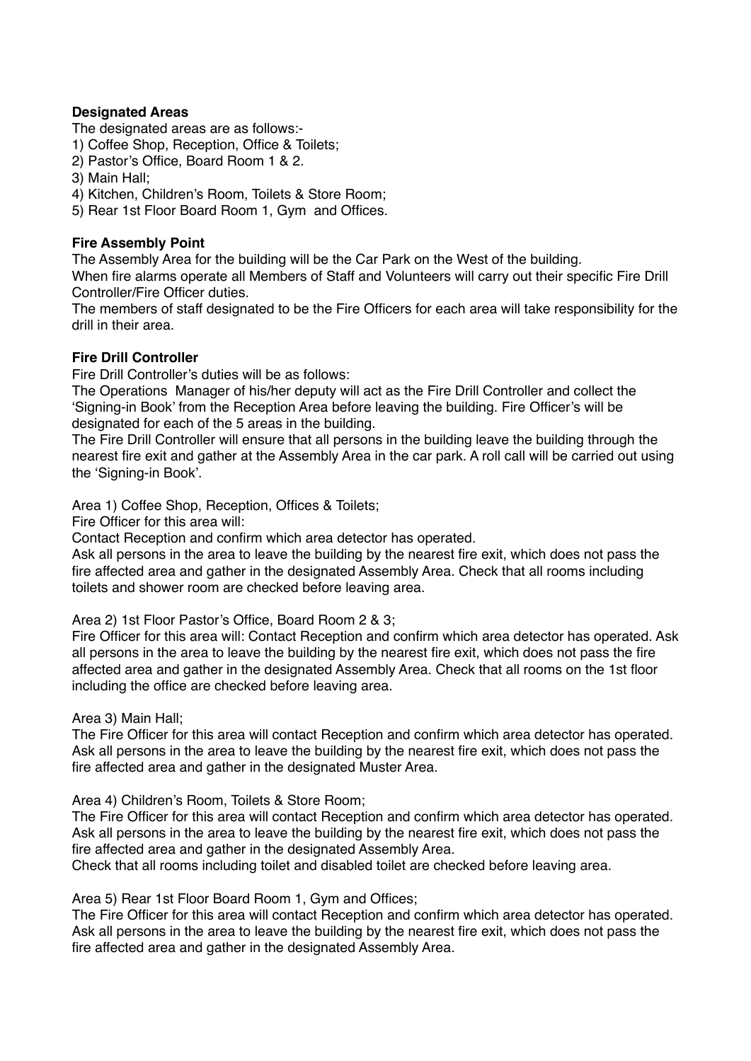**Designated Areas**

The designated areas are as follows:-

1) Coffee Shop, Reception, Office & Toilets;
2) Pastor's Office, Board Room 1 & 2.
3) Main Hall;
4) Kitchen, Children's Room, Toilets & Store Room;
5) Rear 1st Floor Board Room 1, Gym and Offices.

**Fire Assembly Point**

The Assembly Area for the building will be the Car Park on the West of the building.

When fire alarms operate all Members of Staff and Volunteers will carry out their specific Fire Drill Controller/Fire Officer duties.

The members of staff designated to be the Fire Officers for each area will take responsibility for the drill in their area.

**Fire Drill Controller**

Fire Drill Controller's duties will be as follows:

The Operations Manager of his/her deputy will act as the Fire Drill Controller and collect the 'Signing-in Book' from the Reception Area before leaving the building. Fire Officer's will be designated for each of the 5 areas in the building.

The Fire Drill Controller will ensure that all persons in the building leave the building through the nearest fire exit and gather at the Assembly Area in the car park. A roll call will be carried out using the 'Signing-in Book'.

Area 1) Coffee Shop, Reception, Offices & Toilets;

Fire Officer for this area will:

Contact Reception and confirm which area detector has operated.

Ask all persons in the area to leave the building by the nearest fire exit, which does not pass the fire affected area and gather in the designated Assembly Area. Check that all rooms including toilets and shower room are checked before leaving area.

Area 2) 1st Floor Pastor's Office, Board Room 2 & 3;

Fire Officer for this area will: Contact Reception and confirm which area detector has operated. Ask all persons in the area to leave the building by the nearest fire exit, which does not pass the fire affected area and gather in the designated Assembly Area. Check that all rooms on the 1st floor including the office are checked before leaving area.

Area 3) Main Hall;

The Fire Officer for this area will contact Reception and confirm which area detector has operated. Ask all persons in the area to leave the building by the nearest fire exit, which does not pass the fire affected area and gather in the designated Muster Area.

Area 4) Children's Room, Toilets & Store Room;

The Fire Officer for this area will contact Reception and confirm which area detector has operated. Ask all persons in the area to leave the building by the nearest fire exit, which does not pass the fire affected area and gather in the designated Assembly Area.

Check that all rooms including toilet and disabled toilet are checked before leaving area.

Area 5) Rear 1st Floor Board Room 1, Gym and Offices;

The Fire Officer for this area will contact Reception and confirm which area detector has operated. Ask all persons in the area to leave the building by the nearest fire exit, which does not pass the fire affected area and gather in the designated Assembly Area.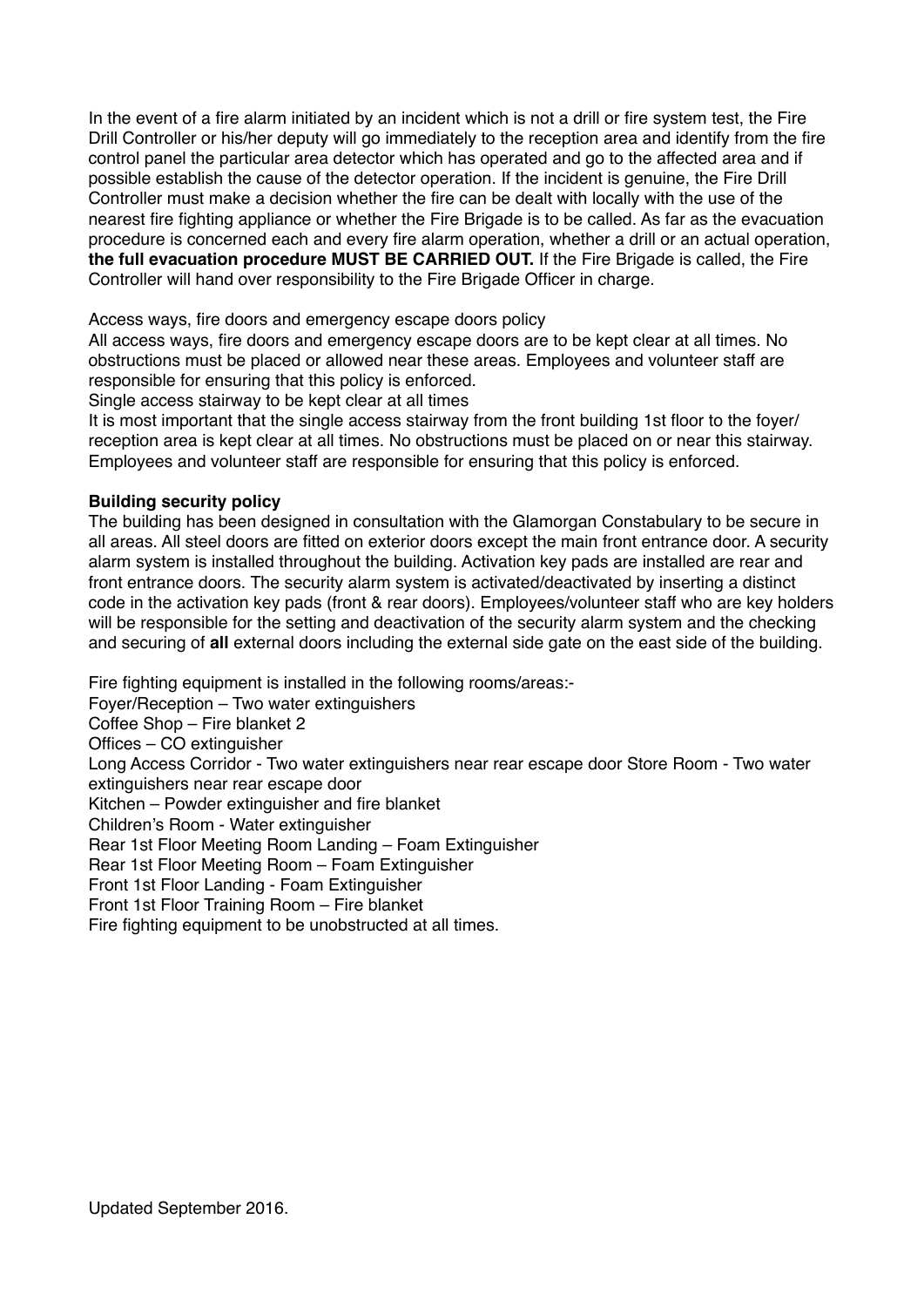In the event of a fire alarm initiated by an incident which is not a drill or fire system test, the Fire Drill Controller or his/her deputy will go immediately to the reception area and identify from the fire control panel the particular area detector which has operated and go to the affected area and if possible establish the cause of the detector operation. If the incident is genuine, the Fire Drill Controller must make a decision whether the fire can be dealt with locally with the use of the nearest fire fighting appliance or whether the Fire Brigade is to be called. As far as the evacuation procedure is concerned each and every fire alarm operation, whether a drill or an actual operation, **the full evacuation procedure MUST BE CARRIED OUT.** If the Fire Brigade is called, the Fire Controller will hand over responsibility to the Fire Brigade Officer in charge.

Access ways, fire doors and emergency escape doors policy
All access ways, fire doors and emergency escape doors are to be kept clear at all times. No obstructions must be placed or allowed near these areas. Employees and volunteer staff are responsible for ensuring that this policy is enforced.
Single access stairway to be kept clear at all times
It is most important that the single access stairway from the front building 1st floor to the foyer/reception area is kept clear at all times. No obstructions must be placed on or near this stairway. Employees and volunteer staff are responsible for ensuring that this policy is enforced.

**Building security policy**
The building has been designed in consultation with the Glamorgan Constabulary to be secure in all areas. All steel doors are fitted on exterior doors except the main front entrance door. A security alarm system is installed throughout the building. Activation key pads are installed are rear and front entrance doors. The security alarm system is activated/deactivated by inserting a distinct code in the activation key pads (front & rear doors). Employees/volunteer staff who are key holders will be responsible for the setting and deactivation of the security alarm system and the checking and securing of **all** external doors including the external side gate on the east side of the building.

Fire fighting equipment is installed in the following rooms/areas:-
Foyer/Reception – Two water extinguishers
Coffee Shop – Fire blanket 2
Offices – CO extinguisher
Long Access Corridor - Two water extinguishers near rear escape door Store Room - Two water extinguishers near rear escape door
Kitchen – Powder extinguisher and fire blanket
Children's Room - Water extinguisher
Rear 1st Floor Meeting Room Landing – Foam Extinguisher
Rear 1st Floor Meeting Room – Foam Extinguisher
Front 1st Floor Landing - Foam Extinguisher
Front 1st Floor Training Room – Fire blanket
Fire fighting equipment to be unobstructed at all times.

Updated September 2016.